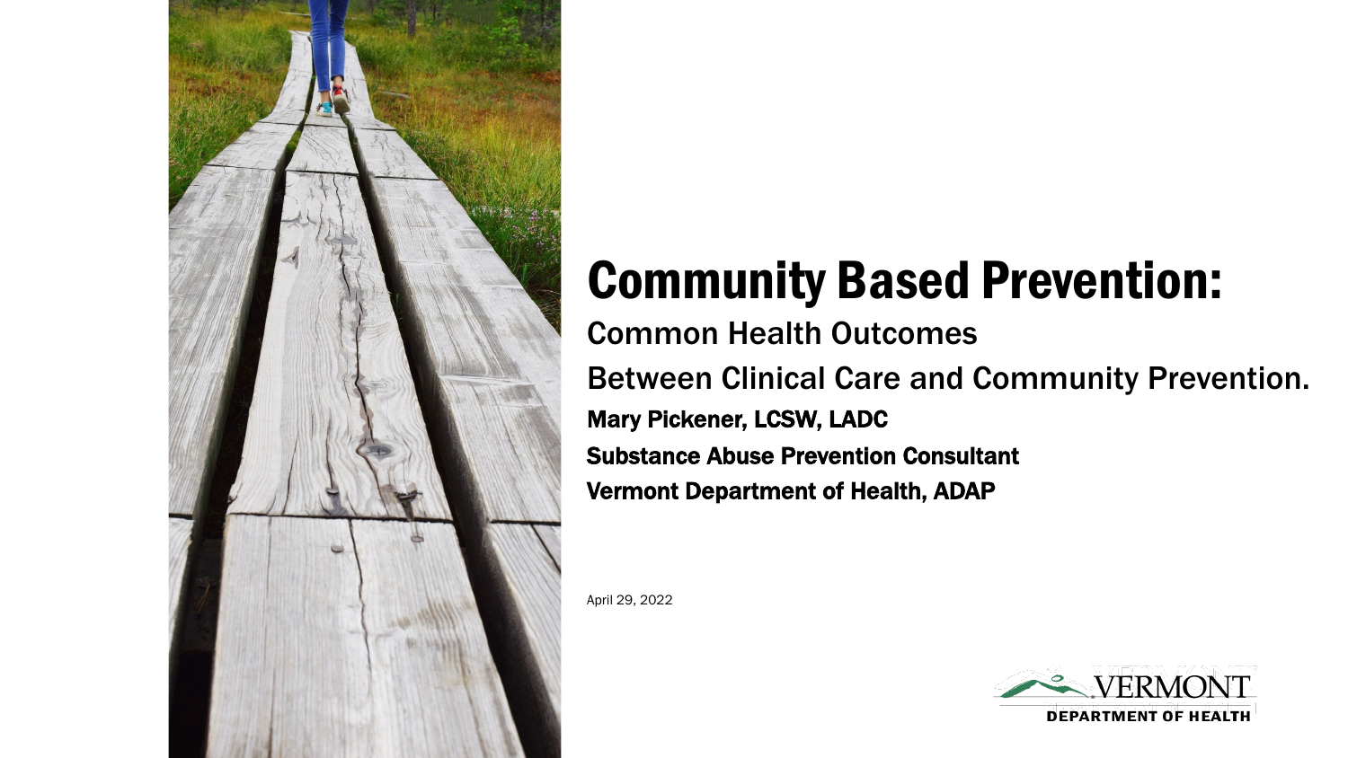# Community Based Prevention:

Common Health Outcomes

Between Clinical Care and Community Prevention.

**Mary Pickener, LCSW, LADC**

**Substance Abuse Prevention Consultant**

**Vermont Department of Health, ADAP**

April 29, 2022

VERMONT DEPARTMENT OF HEALTH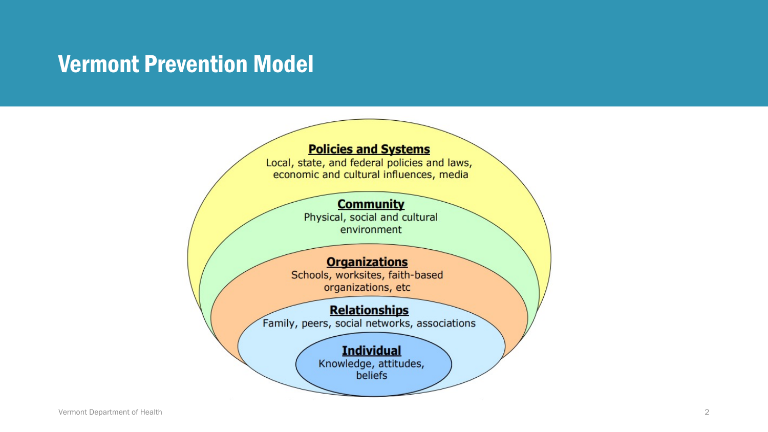# Vermont Prevention Model

**Policies and Systems**
Local, state, and federal policies and laws, economic and cultural influences, media

**Community**
Physical, social and cultural environment

**Organizations**
Schools, worksites, faith-based organizations, etc

**Relationships**
Family, peers, social networks, associations

**Individual**
Knowledge, attitudes, beliefs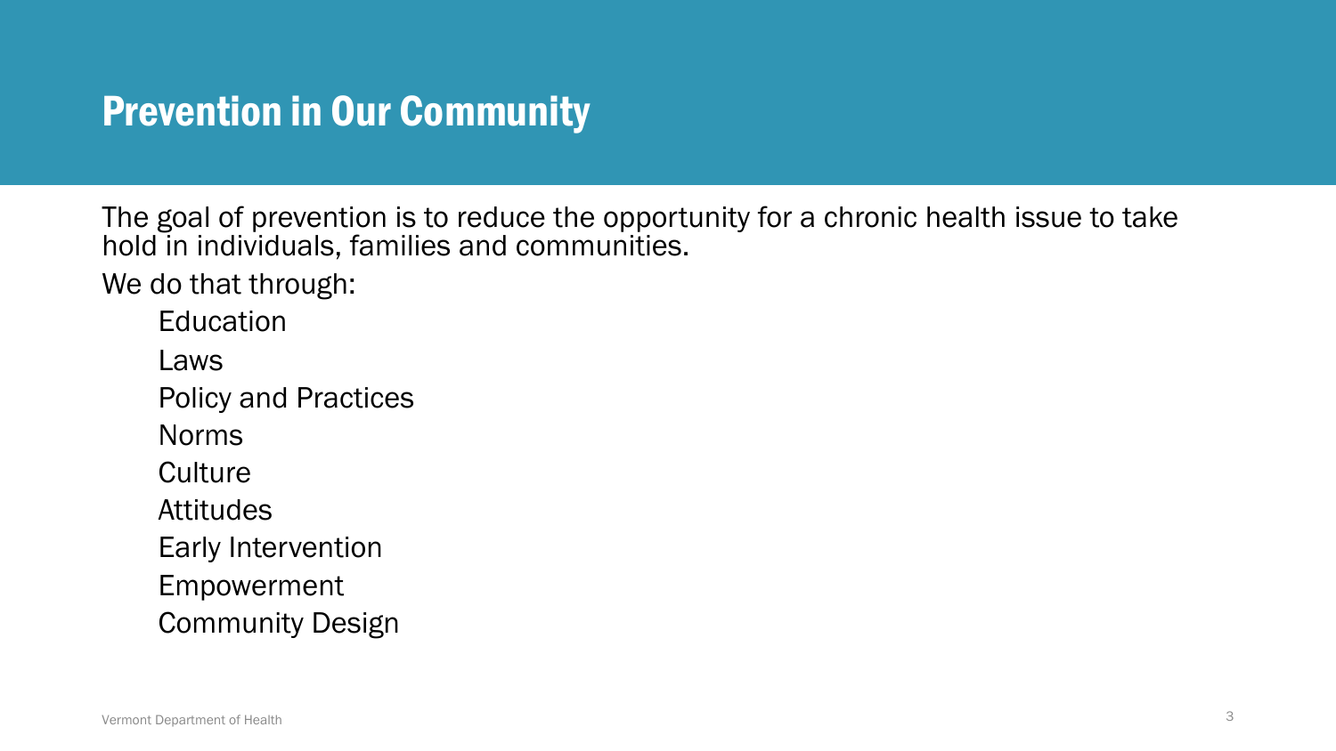# Prevention in Our Community

The goal of prevention is to reduce the opportunity for a chronic health issue to take hold in individuals, families and communities.

We do that through:

- Education
- Laws
- Policy and Practices
- Norms
- Culture
- Attitudes
- Early Intervention
- Empowerment
- Community Design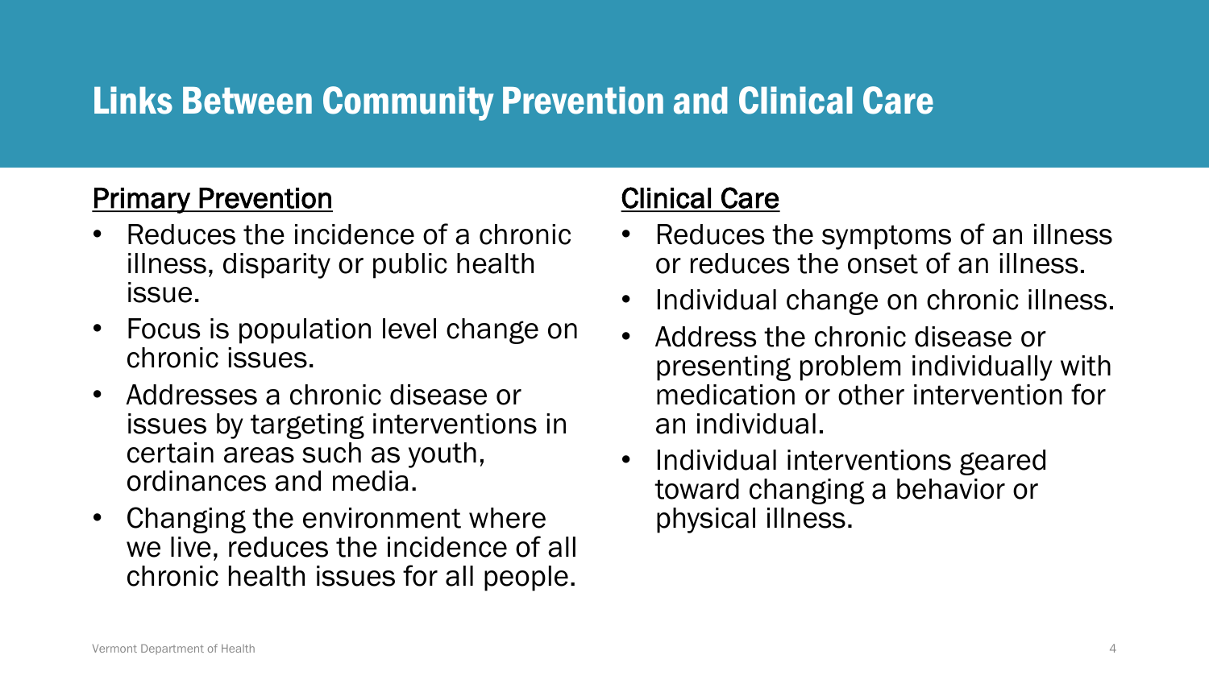# Links Between Community Prevention and Clinical Care

## Primary Prevention

- Reduces the incidence of a chronic illness, disparity or public health issue.
- Focus is population level change on chronic issues.
- Addresses a chronic disease or issues by targeting interventions in certain areas such as youth, ordinances and media.
- Changing the environment where we live, reduces the incidence of all chronic health issues for all people.

## Clinical Care

- Reduces the symptoms of an illness or reduces the onset of an illness.
- Individual change on chronic illness.
- Address the chronic disease or presenting problem individually with medication or other intervention for an individual.
- Individual interventions geared toward changing a behavior or physical illness.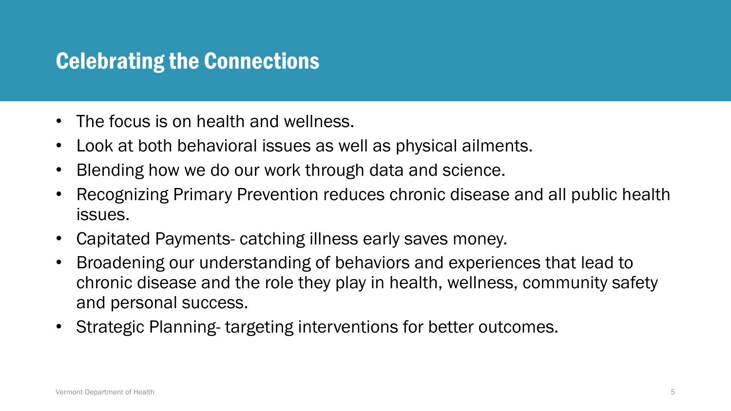## Celebrating the Connections

- The focus is on health and wellness.
- Look at both behavioral issues as well as physical ailments.
- Blending how we do our work through data and science.
- Recognizing Primary Prevention reduces chronic disease and all public health issues.
- Capitated Payments- catching illness early saves money.
- Broadening our understanding of behaviors and experiences that lead to chronic disease and the role they play in health, wellness, community safety and personal success.
- Strategic Planning- targeting interventions for better outcomes.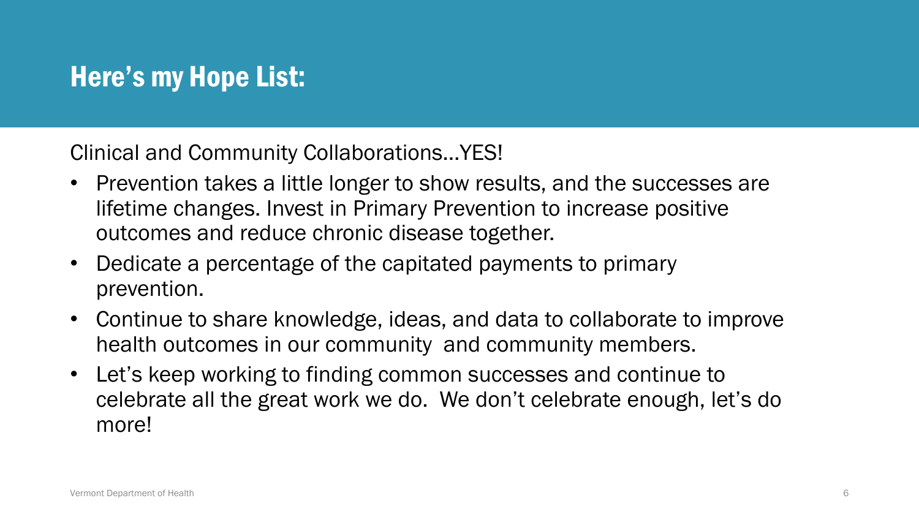# Here's my Hope List:

Clinical and Community Collaborations…YES!

- Prevention takes a little longer to show results, and the successes are lifetime changes. Invest in Primary Prevention to increase positive outcomes and reduce chronic disease together.
- Dedicate a percentage of the capitated payments to primary prevention.
- Continue to share knowledge, ideas, and data to collaborate to improve health outcomes in our community and community members.
- Let's keep working to finding common successes and continue to celebrate all the great work we do. We don't celebrate enough, let's do more!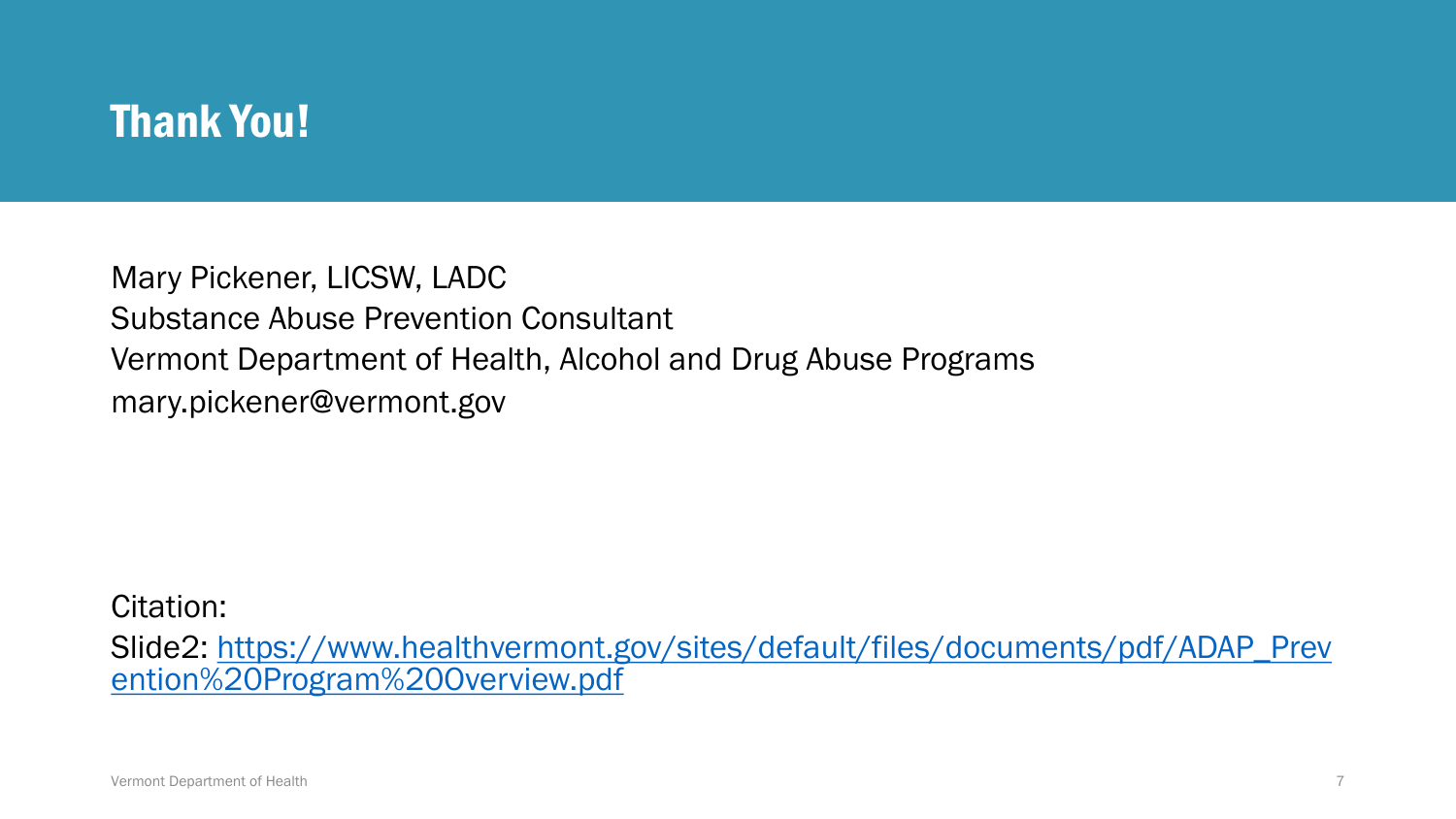# Thank You!

Mary Pickener, LICSW, LADC
Substance Abuse Prevention Consultant
Vermont Department of Health, Alcohol and Drug Abuse Programs
mary.pickener@vermont.gov

Citation:

Slide2: https://www.healthvermont.gov/sites/default/files/documents/pdf/ADAP_Prevention%20Program%20Overview.pdf